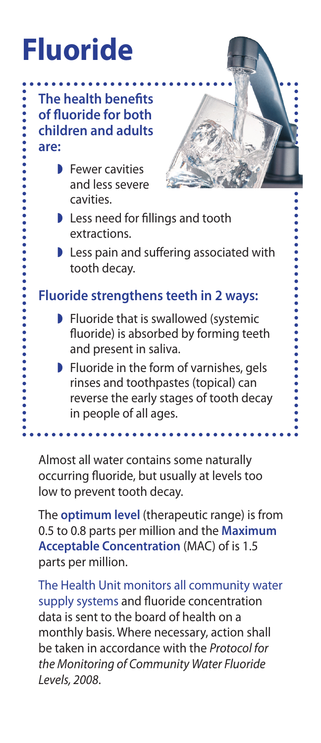# Fluoride

**The health benefits of fluoride for both children and adults are:**

- Fewer cavities and less severe cavities.
- Less need for fillings and tooth extractions.
- Less pain and suffering associated with tooth decay.

**Fluoride strengthens teeth in 2 ways:**

- Fluoride that is swallowed (systemic fluoride) is absorbed by forming teeth and present in saliva.
- Fluoride in the form of varnishes, gels rinses and toothpastes (topical) can reverse the early stages of tooth decay in people of all ages.

Almost all water contains some naturally occurring fluoride, but usually at levels too low to prevent tooth decay.

The **optimum level** (therapeutic range) is from 0.5 to 0.8 parts per million and the **Maximum Acceptable Concentration** (MAC) of is 1.5 parts per million.

The Health Unit monitors all community water supply systems and fluoride concentration data is sent to the board of health on a monthly basis. Where necessary, action shall be taken in accordance with the *Protocol for the Monitoring of Community Water Fluoride Levels, 2008*.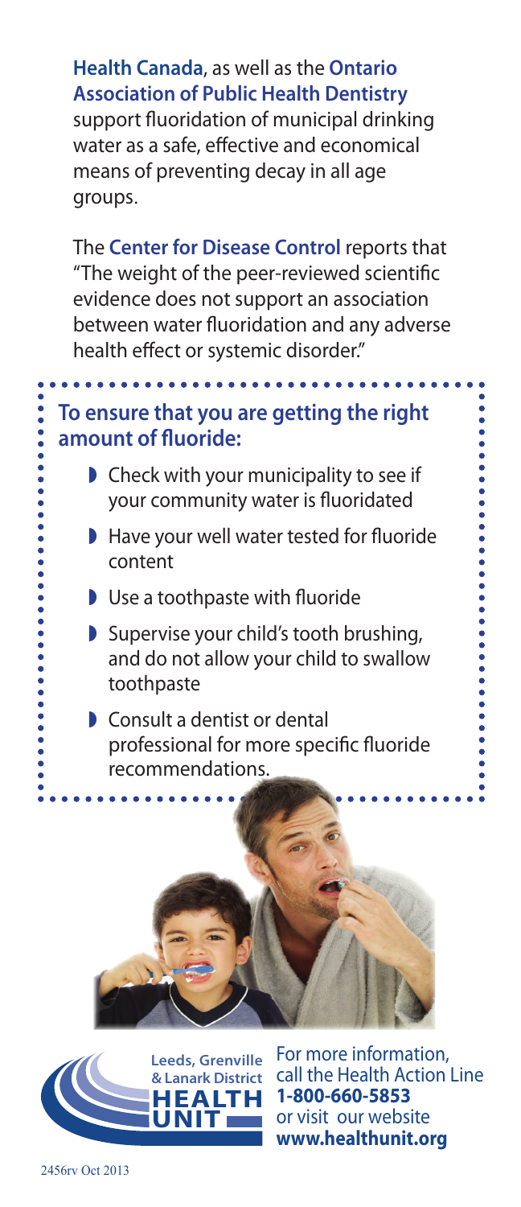**Health Canada**, as well as the **Ontario Association of Public Health Dentistry** support fluoridation of municipal drinking water as a safe, effective and economical means of preventing decay in all age groups.

The **Center for Disease Control** reports that "The weight of the peer-reviewed scientific evidence does not support an association between water fluoridation and any adverse health effect or systemic disorder."

**To ensure that you are getting the right amount of fluoride:**

- Check with your municipality to see if your community water is fluoridated
- Have your well water tested for fluoride content
- Use a toothpaste with fluoride
- Supervise your child's tooth brushing, and do not allow your child to swallow toothpaste
- Consult a dentist or dental professional for more specific fluoride recommendations.

Leeds, Grenville & Lanark District HEALTH UNIT

For more information, call the Health Action Line **1-800-660-5853** or visit our website **www.healthunit.org**

2456rv Oct 2013